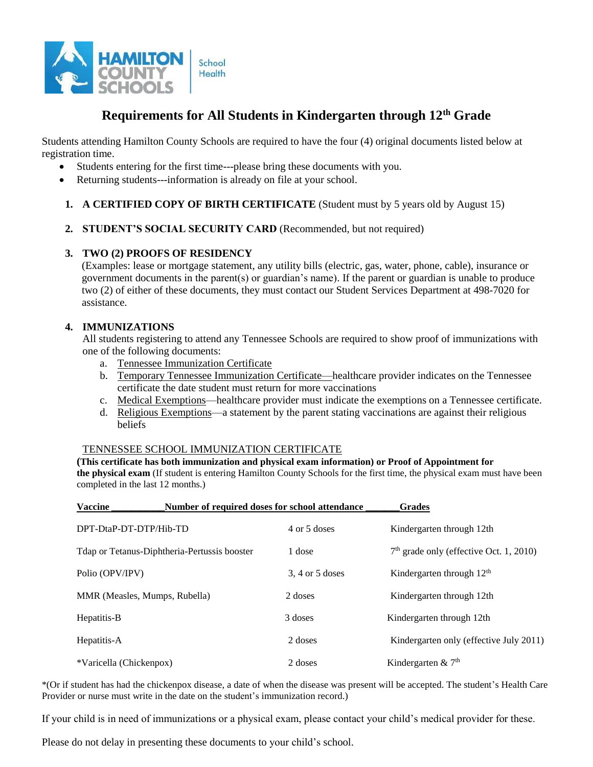HAMILTON COUNTY SCHOOLS | School Health

# Requirements for All Students in Kindergarten through 12th Grade

Students attending Hamilton County Schools are required to have the four (4) original documents listed below at registration time.

- Students entering for the first time---please bring these documents with you.
- Returning students---information is already on file at your school.

1. **A CERTIFIED COPY OF BIRTH CERTIFICATE** (Student must by 5 years old by August 15)

2. **STUDENT'S SOCIAL SECURITY CARD** (Recommended, but not required)

3. **TWO (2) PROOFS OF RESIDENCY**
   (Examples: lease or mortgage statement, any utility bills (electric, gas, water, phone, cable), insurance or government documents in the parent(s) or guardian's name). If the parent or guardian is unable to produce two (2) of either of these documents, they must contact our Student Services Department at 498-7020 for assistance.

4. **IMMUNIZATIONS**
   All students registering to attend any Tennessee Schools are required to show proof of immunizations with one of the following documents:
   a. Tennessee Immunization Certificate
   b. Temporary Tennessee Immunization Certificate—healthcare provider indicates on the Tennessee certificate the date student must return for more vaccinations
   c. Medical Exemptions—healthcare provider must indicate the exemptions on a Tennessee certificate.
   d. Religious Exemptions—a statement by the parent stating vaccinations are against their religious beliefs

TENNESSEE SCHOOL IMMUNIZATION CERTIFICATE

**(This certificate has both immunization and physical exam information) or Proof of Appointment for the physical exam** (If student is entering Hamilton County Schools for the first time, the physical exam must have been completed in the last 12 months.)

| Vaccine | Number of required doses for school attendance | Grades |
|---|---|---|
| DPT-DtaP-DT-DTP/Hib-TD | 4 or 5 doses | Kindergarten through 12th |
| Tdap or Tetanus-Diphtheria-Pertussis booster | 1 dose | 7th grade only (effective Oct. 1, 2010) |
| Polio (OPV/IPV) | 3, 4 or 5 doses | Kindergarten through 12th |
| MMR (Measles, Mumps, Rubella) | 2 doses | Kindergarten through 12th |
| Hepatitis-B | 3 doses | Kindergarten through 12th |
| Hepatitis-A | 2 doses | Kindergarten only (effective July 2011) |
| *Varicella (Chickenpox) | 2 doses | Kindergarten & 7th |

*(Or if student has had the chickenpox disease, a date of when the disease was present will be accepted. The student's Health Care Provider or nurse must write in the date on the student's immunization record.)

If your child is in need of immunizations or a physical exam, please contact your child's medical provider for these.

Please do not delay in presenting these documents to your child's school.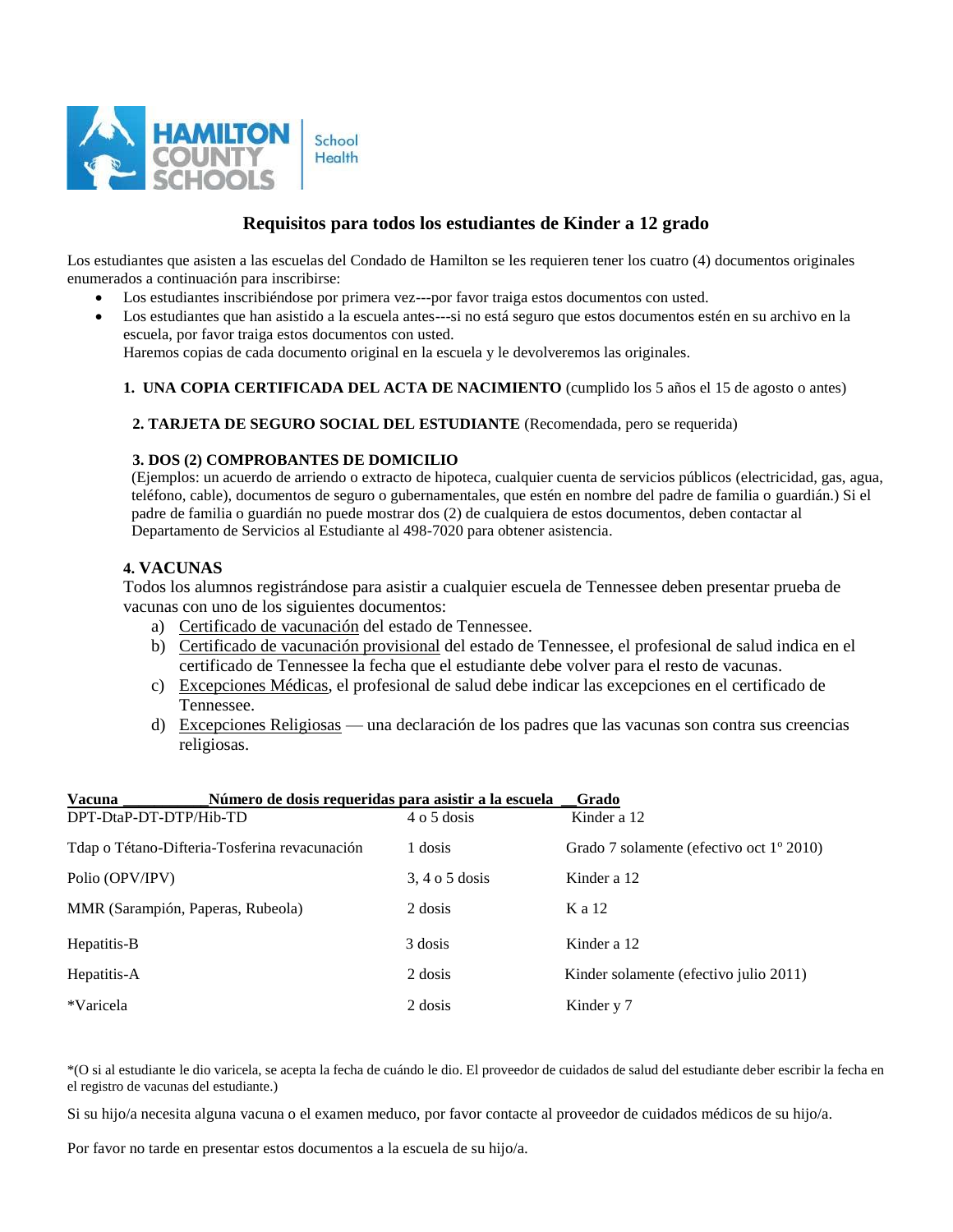HAMILTON COUNTY SCHOOLS | School Health

## Requisitos para todos los estudiantes de Kinder a 12 grado

Los estudiantes que asisten a las escuelas del Condado de Hamilton se les requieren tener los cuatro (4) documentos originales enumerados a continuación para inscribirse:

- Los estudiantes inscribiéndose por primera vez---por favor traiga estos documentos con usted.
- Los estudiantes que han asistido a la escuela antes---si no está seguro que estos documentos estén en su archivo en la escuela, por favor traiga estos documentos con usted.
  Haremos copias de cada documento original en la escuela y le devolveremos las originales.

**1. UNA COPIA CERTIFICADA DEL ACTA DE NACIMIENTO** (cumplido los 5 años el 15 de agosto o antes)

**2. TARJETA DE SEGURO SOCIAL DEL ESTUDIANTE** (Recomendada, pero se requerida)

**3. DOS (2) COMPROBANTES DE DOMICILIO**
(Ejemplos: un acuerdo de arriendo o extracto de hipoteca, cualquier cuenta de servicios públicos (electricidad, gas, agua, teléfono, cable), documentos de seguro o gubernamentales, que estén en nombre del padre de familia o guardián.) Si el padre de familia o guardián no puede mostrar dos (2) de cualquiera de estos documentos, deben contactar al Departamento de Servicios al Estudiante al 498-7020 para obtener asistencia.

**4. VACUNAS**
Todos los alumnos registrándose para asistir a cualquier escuela de Tennessee deben presentar prueba de vacunas con uno de los siguientes documentos:

a) Certificado de vacunación del estado de Tennessee.
b) Certificado de vacunación provisional del estado de Tennessee, el profesional de salud indica en el certificado de Tennessee la fecha que el estudiante debe volver para el resto de vacunas.
c) Excepciones Médicas, el profesional de salud debe indicar las excepciones en el certificado de Tennessee.
d) Excepciones Religiosas — una declaración de los padres que las vacunas son contra sus creencias religiosas.

| Vacuna | Número de dosis requeridas para asistir a la escuela | Grado |
|---|---|---|
| DPT-DtaP-DT-DTP/Hib-TD | 4 o 5 dosis | Kinder a 12 |
| Tdap o Tétano-Difteria-Tosferina revacunación | 1 dosis | Grado 7 solamente (efectivo oct 1º 2010) |
| Polio (OPV/IPV) | 3, 4 o 5 dosis | Kinder a 12 |
| MMR (Sarampión, Paperas, Rubeola) | 2 dosis | K a 12 |
| Hepatitis-B | 3 dosis | Kinder a 12 |
| Hepatitis-A | 2 dosis | Kinder solamente (efectivo julio 2011) |
| *Varicela | 2 dosis | Kinder y 7 |

*(O si al estudiante le dio varicela, se acepta la fecha de cuándo le dio. El proveedor de cuidados de salud del estudiante deber escribir la fecha en el registro de vacunas del estudiante.)

Si su hijo/a necesita alguna vacuna o el examen meduco, por favor contacte al proveedor de cuidados médicos de su hijo/a.

Por favor no tarde en presentar estos documentos a la escuela de su hijo/a.